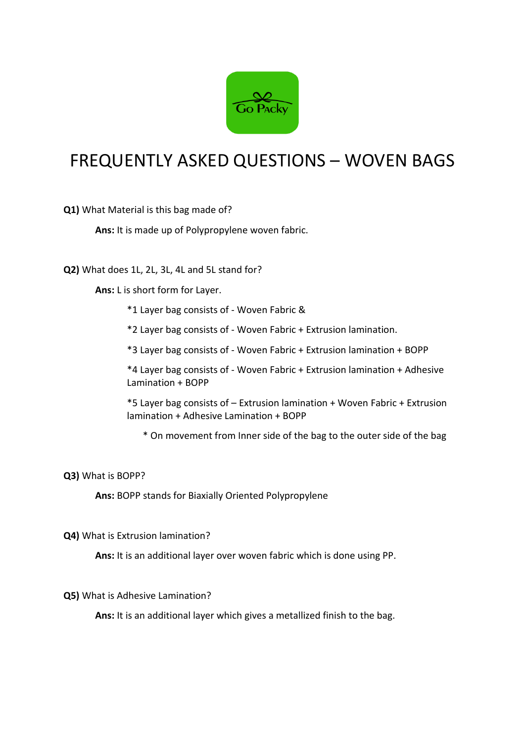Go Packy

# FREQUENTLY ASKED QUESTIONS – WOVEN BAGS

**Q1)** What Material is this bag made of?

**Ans:** It is made up of Polypropylene woven fabric.

**Q2)** What does 1L, 2L, 3L, 4L and 5L stand for?

**Ans:** L is short form for Layer.

*1 Layer bag consists of - Woven Fabric &

*2 Layer bag consists of - Woven Fabric + Extrusion lamination.

*3 Layer bag consists of - Woven Fabric + Extrusion lamination + BOPP

*4 Layer bag consists of - Woven Fabric + Extrusion lamination + Adhesive Lamination + BOPP

*5 Layer bag consists of – Extrusion lamination + Woven Fabric + Extrusion lamination + Adhesive Lamination + BOPP

\* On movement from Inner side of the bag to the outer side of the bag

**Q3)** What is BOPP?

**Ans:** BOPP stands for Biaxially Oriented Polypropylene

**Q4)** What is Extrusion lamination?

**Ans:** It is an additional layer over woven fabric which is done using PP.

**Q5)** What is Adhesive Lamination?

**Ans:** It is an additional layer which gives a metallized finish to the bag.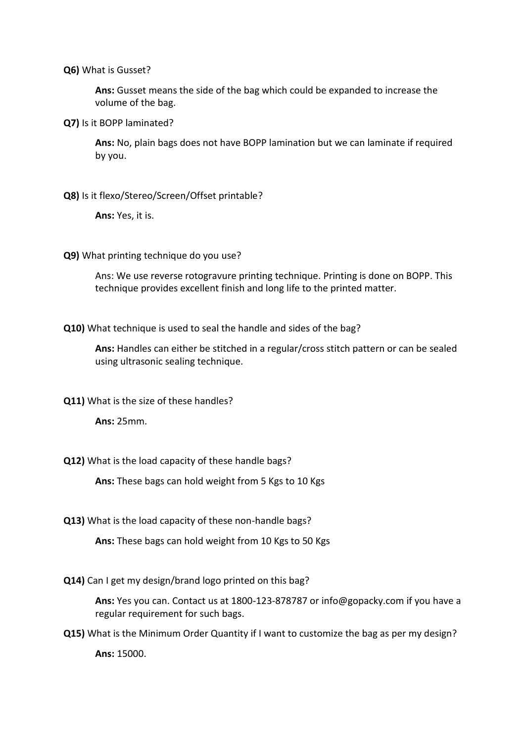**Q6)** What is Gusset?

**Ans:** Gusset means the side of the bag which could be expanded to increase the volume of the bag.

**Q7)** Is it BOPP laminated?

**Ans:** No, plain bags does not have BOPP lamination but we can laminate if required by you.

**Q8)** Is it flexo/Stereo/Screen/Offset printable?

**Ans:** Yes, it is.

**Q9)** What printing technique do you use?

Ans: We use reverse rotogravure printing technique. Printing is done on BOPP. This technique provides excellent finish and long life to the printed matter.

**Q10)** What technique is used to seal the handle and sides of the bag?

**Ans:** Handles can either be stitched in a regular/cross stitch pattern or can be sealed using ultrasonic sealing technique.

**Q11)** What is the size of these handles?

**Ans:** 25mm.

**Q12)** What is the load capacity of these handle bags?

**Ans:** These bags can hold weight from 5 Kgs to 10 Kgs

**Q13)** What is the load capacity of these non-handle bags?

**Ans:** These bags can hold weight from 10 Kgs to 50 Kgs

**Q14)** Can I get my design/brand logo printed on this bag?

**Ans:** Yes you can. Contact us at 1800-123-878787 or info@gopacky.com if you have a regular requirement for such bags.

**Q15)** What is the Minimum Order Quantity if I want to customize the bag as per my design?

**Ans:** 15000.